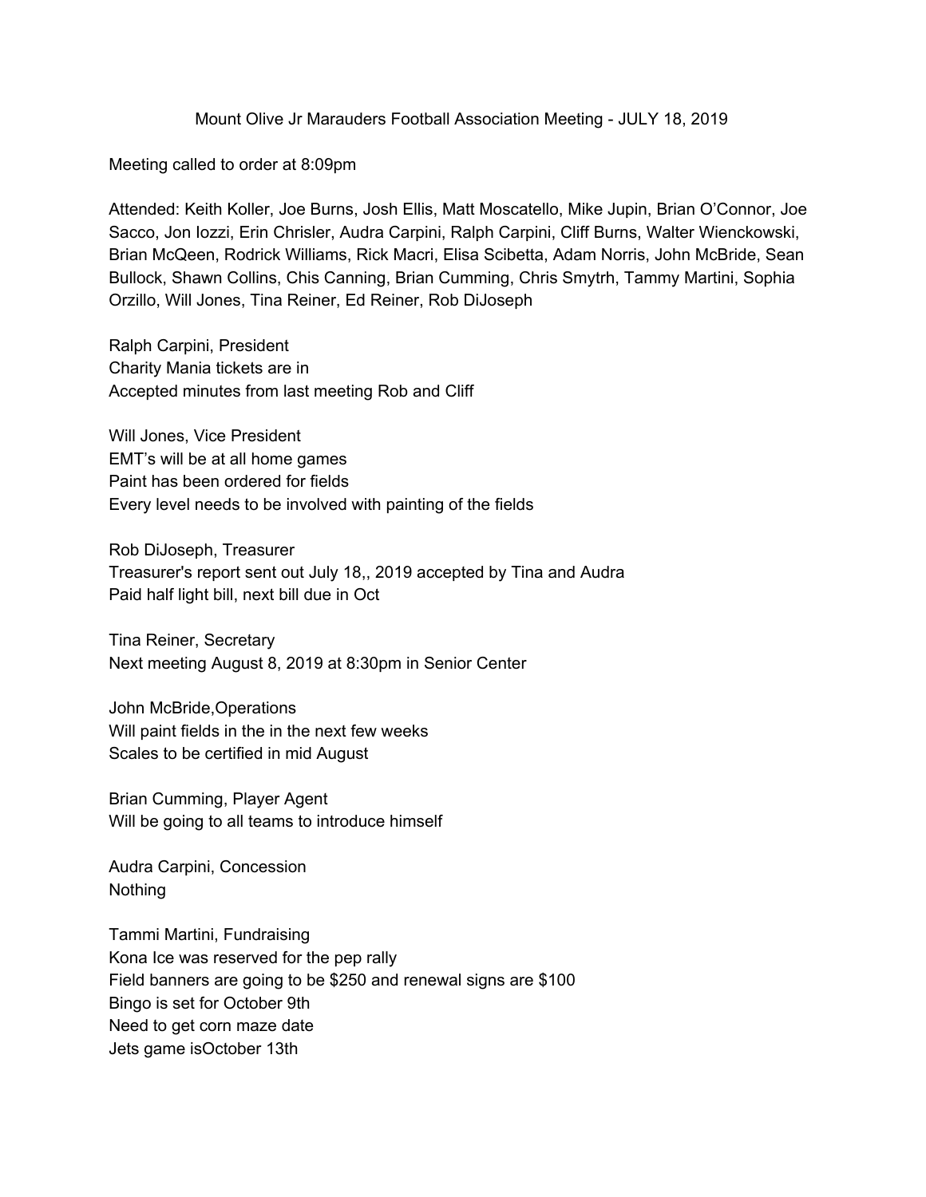# Mount Olive Jr Marauders Football Association Meeting - JULY 18, 2019

Meeting called to order at 8:09pm

Attended: Keith Koller, Joe Burns, Josh Ellis, Matt Moscatello, Mike Jupin, Brian O'Connor, Joe Sacco, Jon Iozzi, Erin Chrisler, Audra Carpini, Ralph Carpini, Cliff Burns, Walter Wienckowski, Brian McQeen, Rodrick Williams, Rick Macri, Elisa Scibetta, Adam Norris, John McBride, Sean Bullock, Shawn Collins, Chis Canning, Brian Cumming, Chris Smytrh, Tammy Martini, Sophia Orzillo, Will Jones, Tina Reiner, Ed Reiner, Rob DiJoseph

Ralph Carpini, President
Charity Mania tickets are in
Accepted minutes from last meeting Rob and Cliff

Will Jones, Vice President
EMT's will be at all home games
Paint has been ordered for fields
Every level needs to be involved with painting of the fields

Rob DiJoseph, Treasurer
Treasurer's report sent out July 18,, 2019 accepted by Tina and Audra
Paid half light bill, next bill due in Oct

Tina Reiner, Secretary
Next meeting August 8, 2019 at 8:30pm in Senior Center

John McBride,Operations
Will paint fields in the in the next few weeks
Scales to be certified in mid August

Brian Cumming, Player Agent
Will be going to all teams to introduce himself

Audra Carpini, Concession
Nothing

Tammi Martini, Fundraising
Kona Ice was reserved for the pep rally
Field banners are going to be $250 and renewal signs are $100
Bingo is set for October 9th
Need to get corn maze date
Jets game isOctober 13th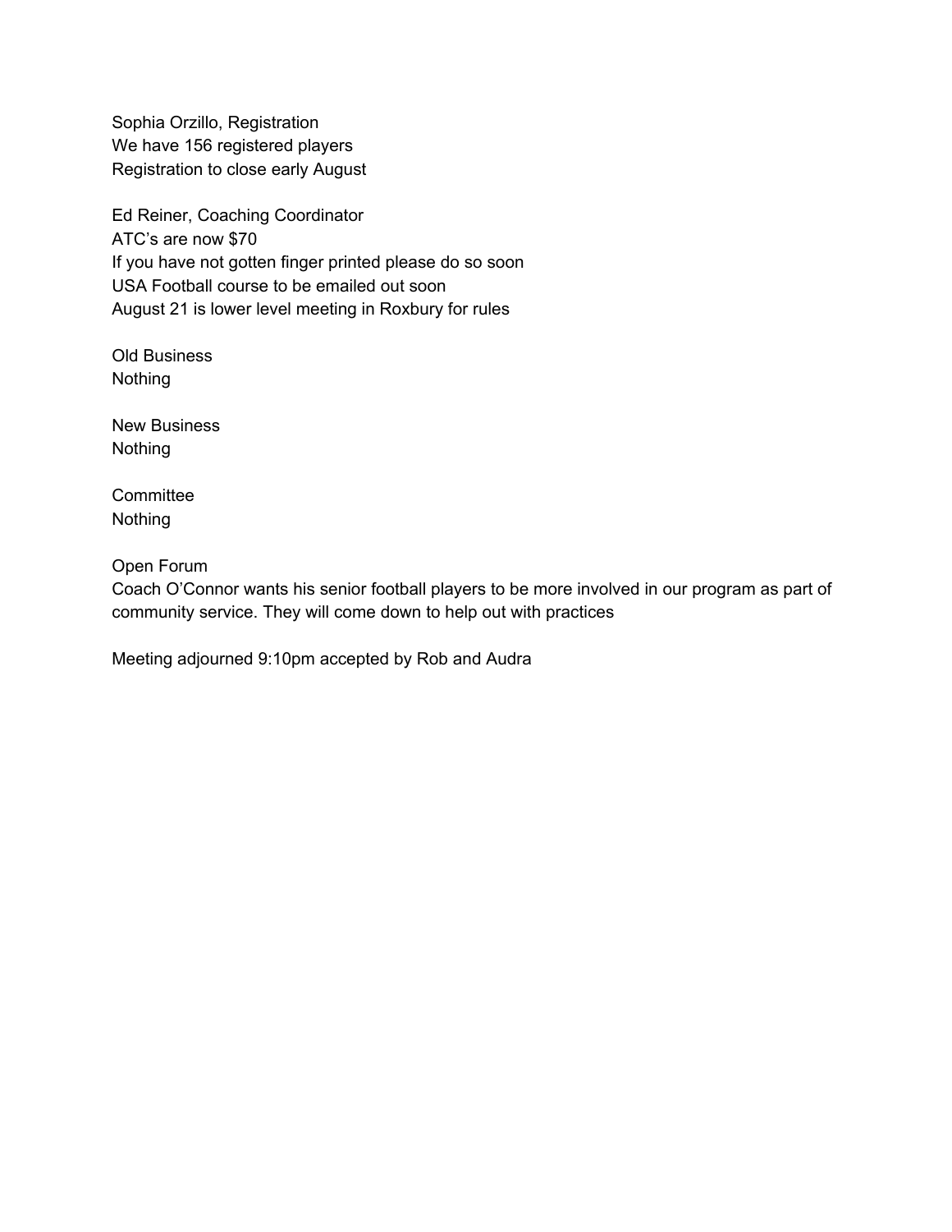Sophia Orzillo, Registration
We have 156 registered players
Registration to close early August

Ed Reiner, Coaching Coordinator
ATC's are now $70
If you have not gotten finger printed please do so soon
USA Football course to be emailed out soon
August 21 is lower level meeting in Roxbury for rules

Old Business
Nothing

New Business
Nothing

Committee
Nothing

Open Forum
Coach O'Connor wants his senior football players to be more involved in our program as part of community service. They will come down to help out with practices

Meeting adjourned 9:10pm accepted by Rob and Audra